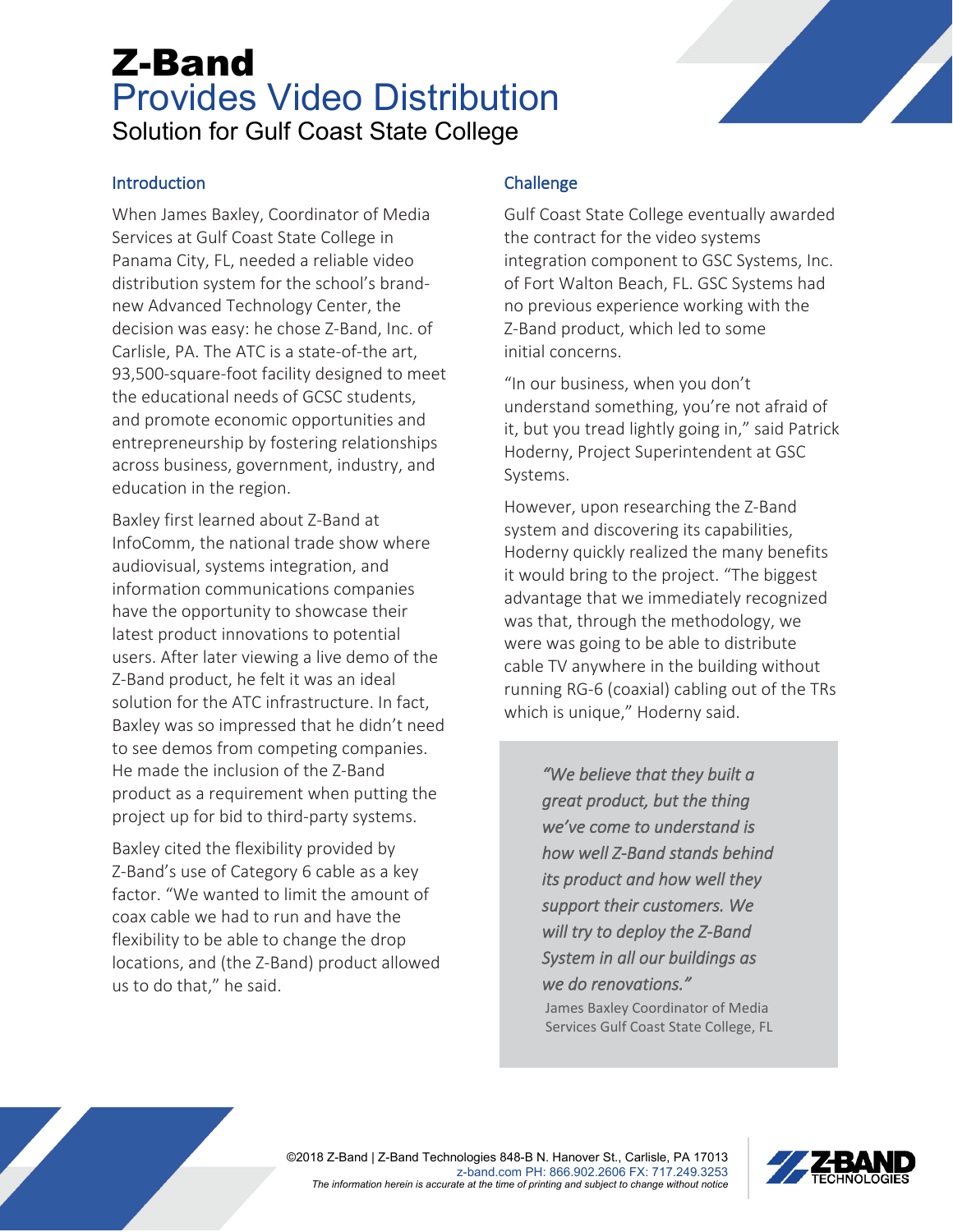# Z-Band Provides Video Distribution

## Solution for Gulf Coast State College

### Introduction

When James Baxley, Coordinator of Media Services at Gulf Coast State College in Panama City, FL, needed a reliable video distribution system for the school's brand-new Advanced Technology Center, the decision was easy: he chose Z-Band, Inc. of Carlisle, PA. The ATC is a state-of-the-art, 93,500-square-foot facility designed to meet the educational needs of GCSC students, and promote economic opportunities and entrepreneurship by fostering relationships across business, government, industry, and education in the region.

Baxley first learned about Z-Band at InfoComm, the national trade show where audiovisual, systems integration, and information communications companies have the opportunity to showcase their latest product innovations to potential users. After later viewing a live demo of the Z-Band product, he felt it was an ideal solution for the ATC infrastructure. In fact, Baxley was so impressed that he didn't need to see demos from competing companies. He made the inclusion of the Z-Band product as a requirement when putting the project up for bid to third-party systems.

Baxley cited the flexibility provided by Z-Band's use of Category 6 cable as a key factor. "We wanted to limit the amount of coax cable we had to run and have the flexibility to be able to change the drop locations, and (the Z-Band) product allowed us to do that," he said.

### Challenge

Gulf Coast State College eventually awarded the contract for the video systems integration component to GSC Systems, Inc. of Fort Walton Beach, FL. GSC Systems had no previous experience working with the Z-Band product, which led to some initial concerns.

"In our business, when you don't understand something, you're not afraid of it, but you tread lightly going in," said Patrick Hoderny, Project Superintendent at GSC Systems.

However, upon researching the Z-Band system and discovering its capabilities, Hoderny quickly realized the many benefits it would bring to the project. "The biggest advantage that we immediately recognized was that, through the methodology, we were was going to be able to distribute cable TV anywhere in the building without running RG-6 (coaxial) cabling out of the TRs which is unique," Hoderny said.

> *"We believe that they built a great product, but the thing we've come to understand is how well Z-Band stands behind its product and how well they support their customers. We will try to deploy the Z-Band System in all our buildings as we do renovations."*
>
> James Baxley Coordinator of Media Services Gulf Coast State College, FL

©2018 Z-Band | Z-Band Technologies 848-B N. Hanover St., Carlisle, PA 17013
z-band.com PH: 866.902.2606 FX: 717.249.3253
*The information herein is accurate at the time of printing and subject to change without notice*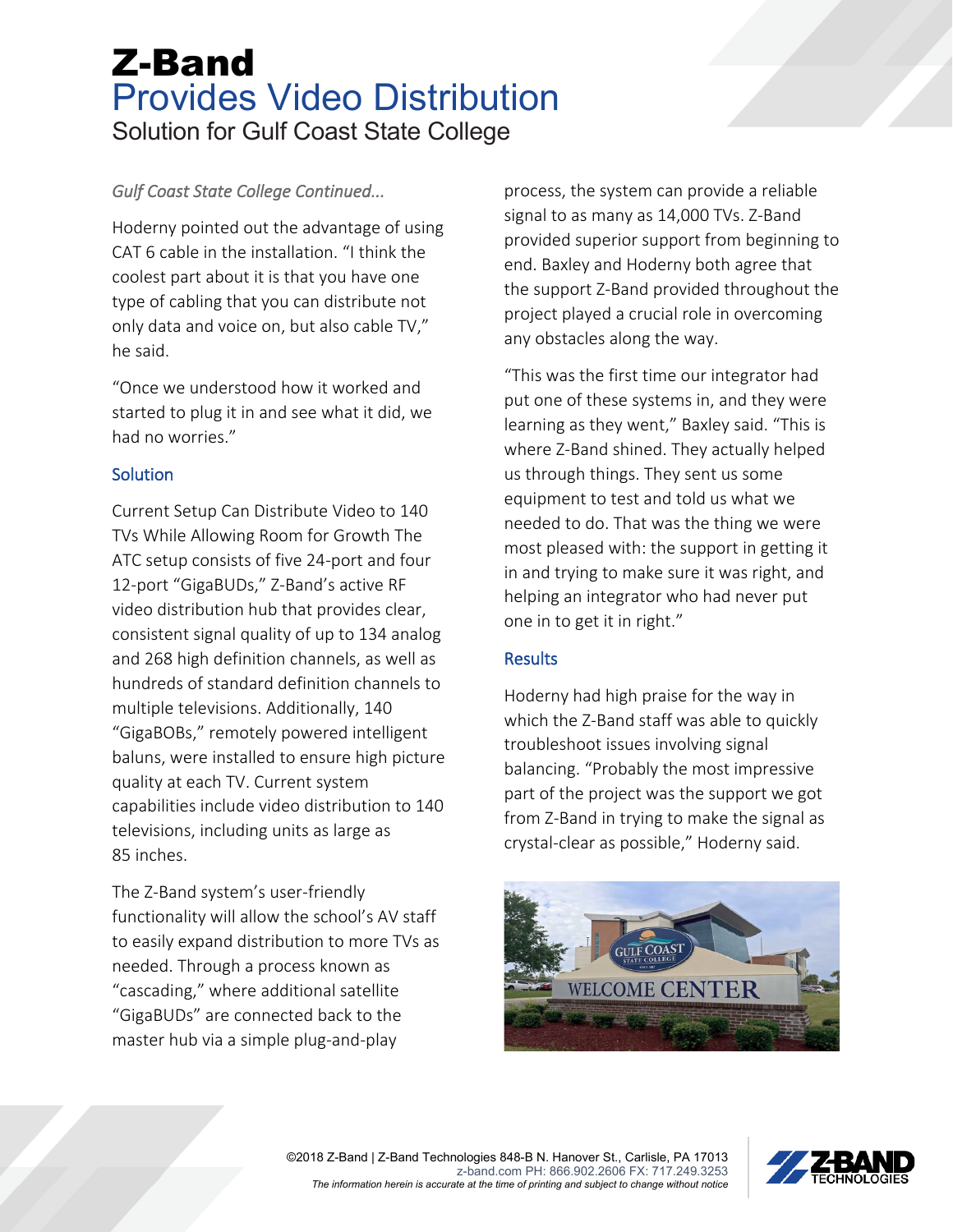# Z-Band
## Provides Video Distribution
### Solution for Gulf Coast State College

*Gulf Coast State College Continued...*

Hoderny pointed out the advantage of using CAT 6 cable in the installation. "I think the coolest part about it is that you have one type of cabling that you can distribute not only data and voice on, but also cable TV," he said.

"Once we understood how it worked and started to plug it in and see what it did, we had no worries."

### Solution

Current Setup Can Distribute Video to 140 TVs While Allowing Room for Growth The ATC setup consists of five 24-port and four 12-port "GigaBUDs," Z-Band's active RF video distribution hub that provides clear, consistent signal quality of up to 134 analog and 268 high definition channels, as well as hundreds of standard definition channels to multiple televisions. Additionally, 140 "GigaBOBs," remotely powered intelligent baluns, were installed to ensure high picture quality at each TV. Current system capabilities include video distribution to 140 televisions, including units as large as 85 inches.

The Z-Band system's user-friendly functionality will allow the school's AV staff to easily expand distribution to more TVs as needed. Through a process known as "cascading," where additional satellite "GigaBUDs" are connected back to the master hub via a simple plug-and-play process, the system can provide a reliable signal to as many as 14,000 TVs. Z-Band provided superior support from beginning to end. Baxley and Hoderny both agree that the support Z-Band provided throughout the project played a crucial role in overcoming any obstacles along the way.

"This was the first time our integrator had put one of these systems in, and they were learning as they went," Baxley said. "This is where Z-Band shined. They actually helped us through things. They sent us some equipment to test and told us what we needed to do. That was the thing we were most pleased with: the support in getting it in and trying to make sure it was right, and helping an integrator who had never put one in to get it in right."

### Results

Hoderny had high praise for the way in which the Z-Band staff was able to quickly troubleshoot issues involving signal balancing. "Probably the most impressive part of the project was the support we got from Z-Band in trying to make the signal as crystal-clear as possible," Hoderny said.

©2018 Z-Band | Z-Band Technologies 848-B N. Hanover St., Carlisle, PA 17013
z-band.com PH: 866.902.2606 FX: 717.249.3253
*The information herein is accurate at the time of printing and subject to change without notice*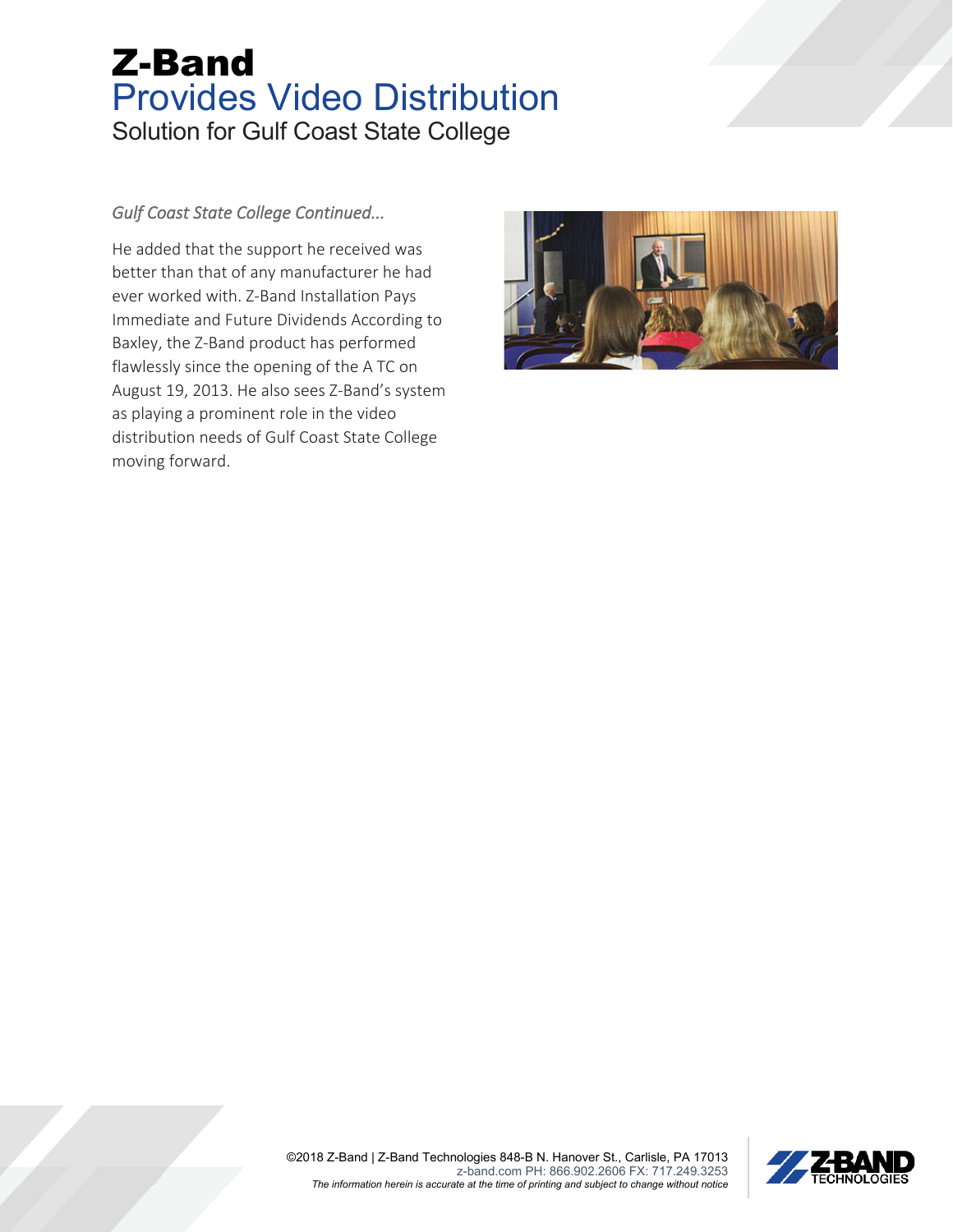# Z-Band

## Provides Video Distribution

### Solution for Gulf Coast State College

*Gulf Coast State College Continued...*

He added that the support he received was better than that of any manufacturer he had ever worked with. Z-Band Installation Pays Immediate and Future Dividends According to Baxley, the Z-Band product has performed flawlessly since the opening of the A TC on August 19, 2013. He also sees Z-Band's system as playing a prominent role in the video distribution needs of Gulf Coast State College moving forward.

©2018 Z-Band | Z-Band Technologies 848-B N. Hanover St., Carlisle, PA 17013
z-band.com PH: 866.902.2606 FX: 717.249.3253
*The information herein is accurate at the time of printing and subject to change without notice*